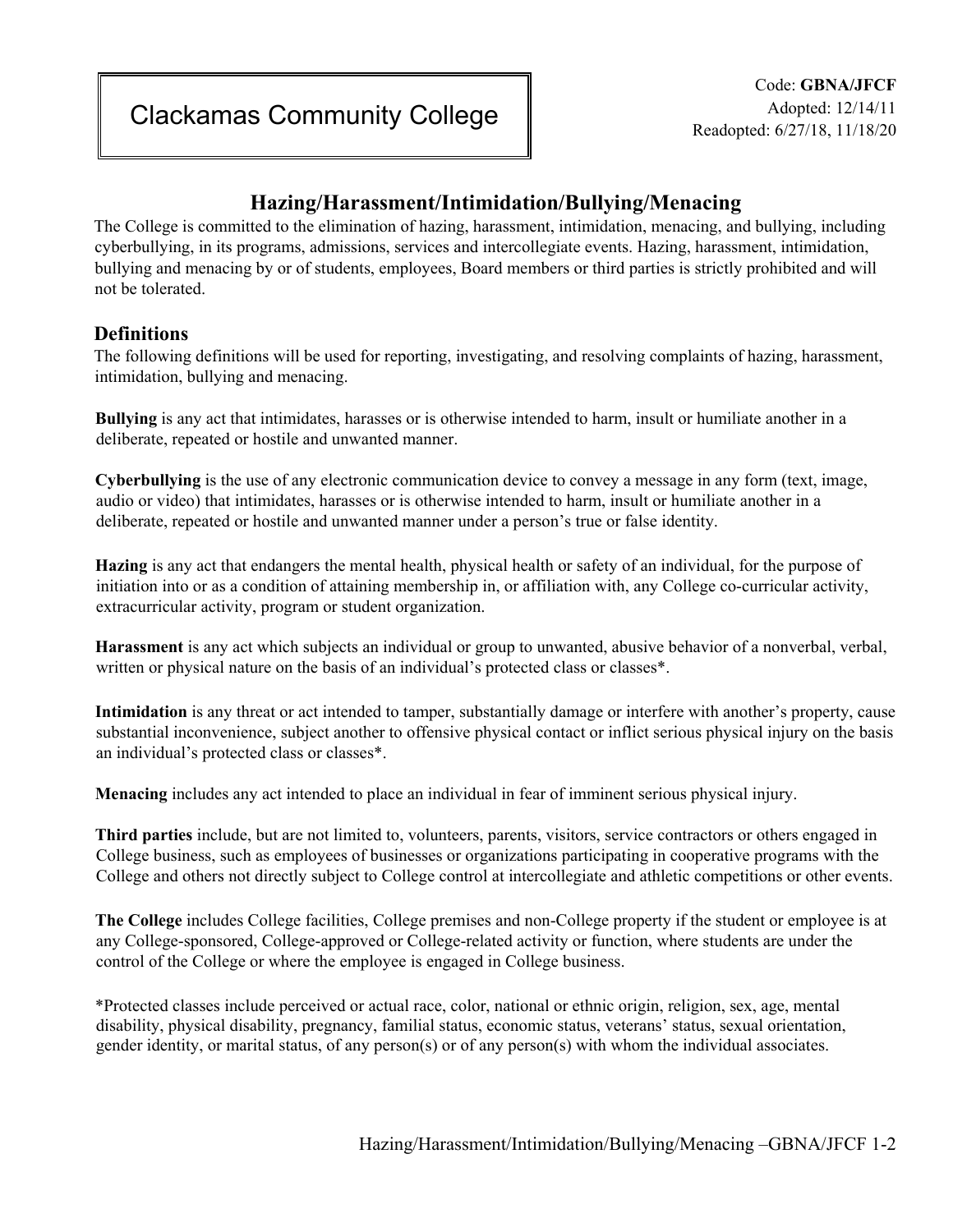# Clackamas Community College

Code: **GBNA/JFCF**
Adopted: 12/14/11
Readopted: 6/27/18, 11/18/20

## Hazing/Harassment/Intimidation/Bullying/Menacing

The College is committed to the elimination of hazing, harassment, intimidation, menacing, and bullying, including cyberbullying, in its programs, admissions, services and intercollegiate events. Hazing, harassment, intimidation, bullying and menacing by or of students, employees, Board members or third parties is strictly prohibited and will not be tolerated.

### Definitions

The following definitions will be used for reporting, investigating, and resolving complaints of hazing, harassment, intimidation, bullying and menacing.

**Bullying** is any act that intimidates, harasses or is otherwise intended to harm, insult or humiliate another in a deliberate, repeated or hostile and unwanted manner.

**Cyberbullying** is the use of any electronic communication device to convey a message in any form (text, image, audio or video) that intimidates, harasses or is otherwise intended to harm, insult or humiliate another in a deliberate, repeated or hostile and unwanted manner under a person's true or false identity.

**Hazing** is any act that endangers the mental health, physical health or safety of an individual, for the purpose of initiation into or as a condition of attaining membership in, or affiliation with, any College co-curricular activity, extracurricular activity, program or student organization.

**Harassment** is any act which subjects an individual or group to unwanted, abusive behavior of a nonverbal, verbal, written or physical nature on the basis of an individual's protected class or classes*.

**Intimidation** is any threat or act intended to tamper, substantially damage or interfere with another's property, cause substantial inconvenience, subject another to offensive physical contact or inflict serious physical injury on the basis an individual's protected class or classes*.

**Menacing** includes any act intended to place an individual in fear of imminent serious physical injury.

**Third parties** include, but are not limited to, volunteers, parents, visitors, service contractors or others engaged in College business, such as employees of businesses or organizations participating in cooperative programs with the College and others not directly subject to College control at intercollegiate and athletic competitions or other events.

**The College** includes College facilities, College premises and non-College property if the student or employee is at any College-sponsored, College-approved or College-related activity or function, where students are under the control of the College or where the employee is engaged in College business.

*Protected classes include perceived or actual race, color, national or ethnic origin, religion, sex, age, mental disability, physical disability, pregnancy, familial status, economic status, veterans' status, sexual orientation, gender identity, or marital status, of any person(s) or of any person(s) with whom the individual associates.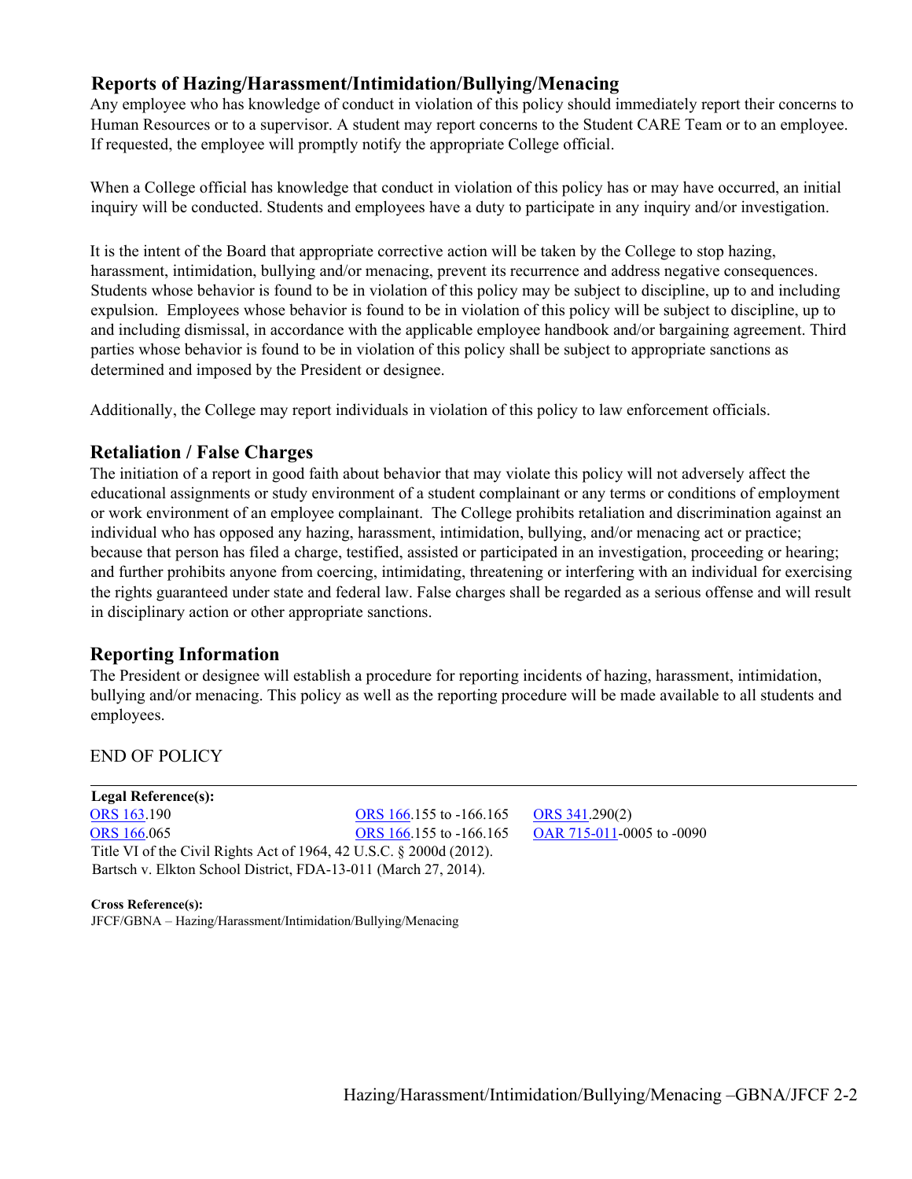## Reports of Hazing/Harassment/Intimidation/Bullying/Menacing

Any employee who has knowledge of conduct in violation of this policy should immediately report their concerns to Human Resources or to a supervisor. A student may report concerns to the Student CARE Team or to an employee. If requested, the employee will promptly notify the appropriate College official.

When a College official has knowledge that conduct in violation of this policy has or may have occurred, an initial inquiry will be conducted. Students and employees have a duty to participate in any inquiry and/or investigation.

It is the intent of the Board that appropriate corrective action will be taken by the College to stop hazing, harassment, intimidation, bullying and/or menacing, prevent its recurrence and address negative consequences. Students whose behavior is found to be in violation of this policy may be subject to discipline, up to and including expulsion. Employees whose behavior is found to be in violation of this policy will be subject to discipline, up to and including dismissal, in accordance with the applicable employee handbook and/or bargaining agreement. Third parties whose behavior is found to be in violation of this policy shall be subject to appropriate sanctions as determined and imposed by the President or designee.

Additionally, the College may report individuals in violation of this policy to law enforcement officials.

## Retaliation / False Charges

The initiation of a report in good faith about behavior that may violate this policy will not adversely affect the educational assignments or study environment of a student complainant or any terms or conditions of employment or work environment of an employee complainant. The College prohibits retaliation and discrimination against an individual who has opposed any hazing, harassment, intimidation, bullying, and/or menacing act or practice; because that person has filed a charge, testified, assisted or participated in an investigation, proceeding or hearing; and further prohibits anyone from coercing, intimidating, threatening or interfering with an individual for exercising the rights guaranteed under state and federal law. False charges shall be regarded as a serious offense and will result in disciplinary action or other appropriate sanctions.

## Reporting Information

The President or designee will establish a procedure for reporting incidents of hazing, harassment, intimidation, bullying and/or menacing. This policy as well as the reporting procedure will be made available to all students and employees.

END OF POLICY

**Legal Reference(s):**

| | | |
|---|---|---|
| ORS 163.190 | ORS 166.155 to -166.165 | ORS 341.290(2) |
| ORS 166.065 | ORS 166.155 to -166.165 | OAR 715-011-0005 to -0090 |

Title VI of the Civil Rights Act of 1964, 42 U.S.C. § 2000d (2012).
Bartsch v. Elkton School District, FDA-13-011 (March 27, 2014).

**Cross Reference(s):**

JFCF/GBNA – Hazing/Harassment/Intimidation/Bullying/Menacing